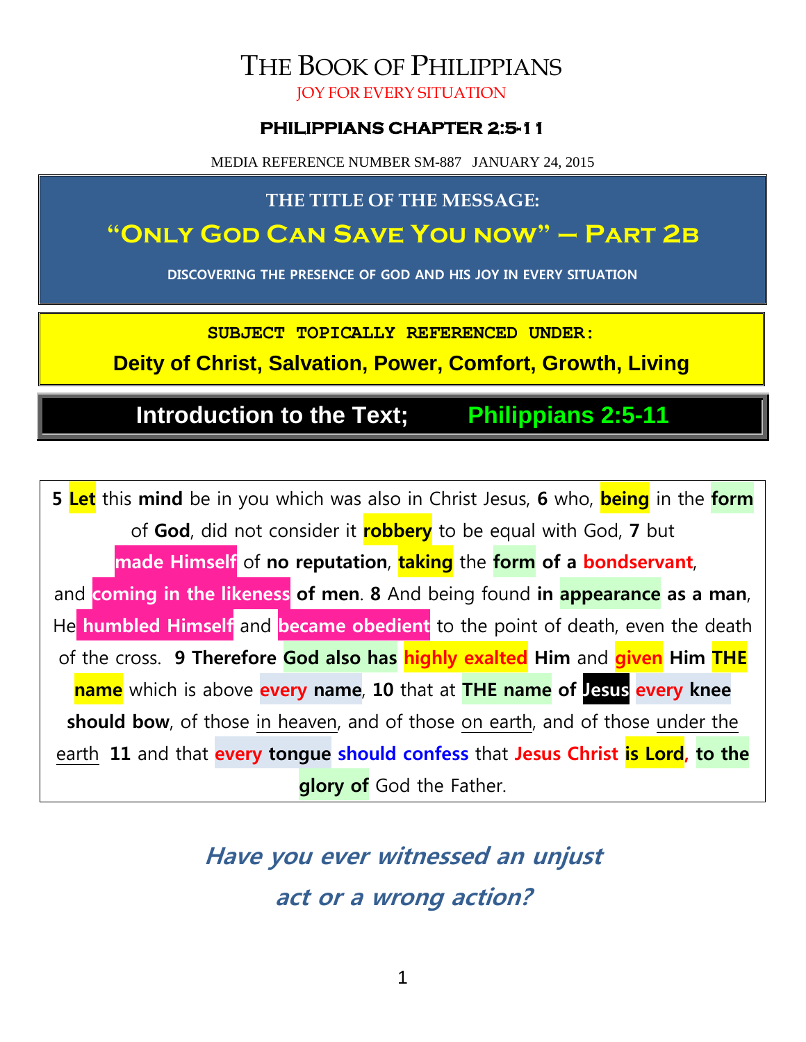# THE BOOK OF PHILIPPIANS

JOY FOR EVERY SITUATION

### PHILIPPIANS CHAPTER 2:5-11

MEDIA REFERENCE NUMBER SM-887 JANUARY 24, 2015

**THE TITLE OF THE MESSAGE:**

## "ONLY GOD CAN SAVE YOU NOW" – PART 2B

**DISCOVERING THE PRESENCE OF GOD AND HIS JOY IN EVERY SITUATION**

**SUBJECT TOPICALLY REFERENCED UNDER:**

**Deity of Christ, Salvation, Power, Comfort, Growth, Living**

## Introduction to the Text; Philippians 2:5-11

**5** **Let** this **mind** be in you which was also in Christ Jesus, **6** who, **being** in the **form** of **God**, did not consider it **robbery** to be equal with God, **7** but **made Himself** of **no reputation**, **taking** the **form of a bondservant**, and **coming in the likeness of men**. **8** And being found **in appearance as a man**, He **humbled Himself** and **became obedient** to the point of death, even the death of the cross. **9 Therefore God also has highly exalted Him** and **given Him THE name** which is above **every name**, **10** that at **THE name of Jesus every knee should bow**, of those in heaven, and of those on earth, and of those under the earth **11** and that **every tongue should confess** that **Jesus Christ is Lord, to the glory of** God the Father.

***Have you ever witnessed an unjust act or a wrong action?***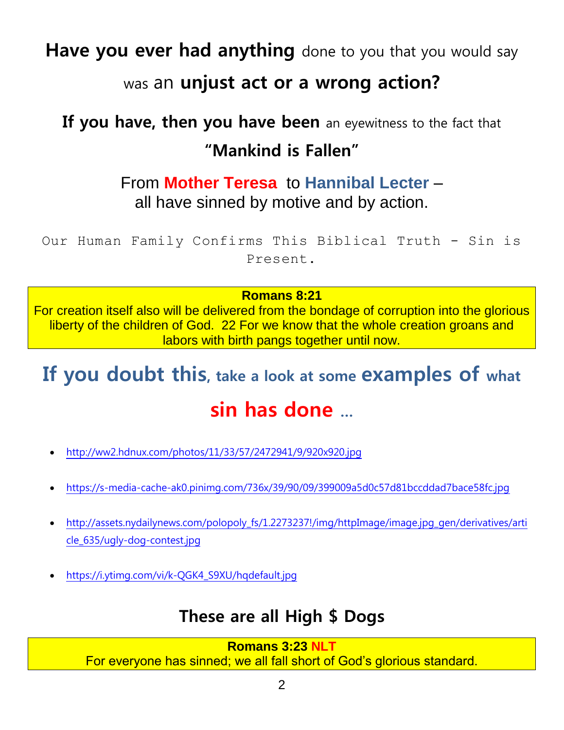## **Have you ever had anything** done to you that you would say was an **unjust act or a wrong action?**

**If you have, then you have been** an eyewitness to the fact that

## **"Mankind is Fallen"**

From **Mother Teresa** to **Hannibal Lecter** –
all have sinned by motive and by action.

Our Human Family Confirms This Biblical Truth - Sin is Present.

> **Romans 8:21**
> For creation itself also will be delivered from the bondage of corruption into the glorious liberty of the children of God. 22 For we know that the whole creation groans and labors with birth pangs together until now.

## **If you doubt this, take a look at some examples of what sin has done …**

- http://ww2.hdnux.com/photos/11/33/57/2472941/9/920x920.jpg
- https://s-media-cache-ak0.pinimg.com/736x/39/90/09/399009a5d0c57d81bccddad7bace58fc.jpg
- http://assets.nydailynews.com/polopoly_fs/1.2273237!/img/httpImage/image.jpg_gen/derivatives/article_635/ugly-dog-contest.jpg
- https://i.ytimg.com/vi/k-QGK4_S9XU/hqdefault.jpg

### **These are all High $ Dogs**

> **Romans 3:23 NLT**
> For everyone has sinned; we all fall short of God's glorious standard.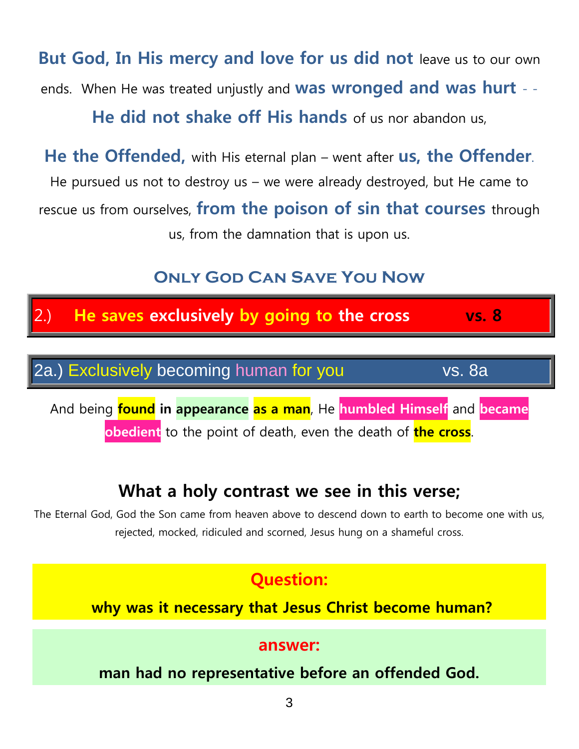**But God, In His mercy and love for us did not** leave us to our own ends. When He was treated unjustly and **was wronged and was hurt** - - **He did not shake off His hands** of us nor abandon us,

**He the Offended,** with His eternal plan – went after **us, the Offender**. He pursued us not to destroy us – we were already destroyed, but He came to rescue us from ourselves, **from the poison of sin that courses** through us, from the damnation that is upon us.

## Only God Can Save You Now

### 2.) He saves exclusively by going to the cross vs. 8

### 2a.) Exclusively becoming human for you vs. 8a

And being **found in appearance as a man**, He **humbled Himself** and **became obedient** to the point of death, even the death of **the cross**.

## What a holy contrast we see in this verse;

The Eternal God, God the Son came from heaven above to descend down to earth to become one with us, rejected, mocked, ridiculed and scorned, Jesus hung on a shameful cross.

**Question:**

**why was it necessary that Jesus Christ become human?**

**answer:**

**man had no representative before an offended God.**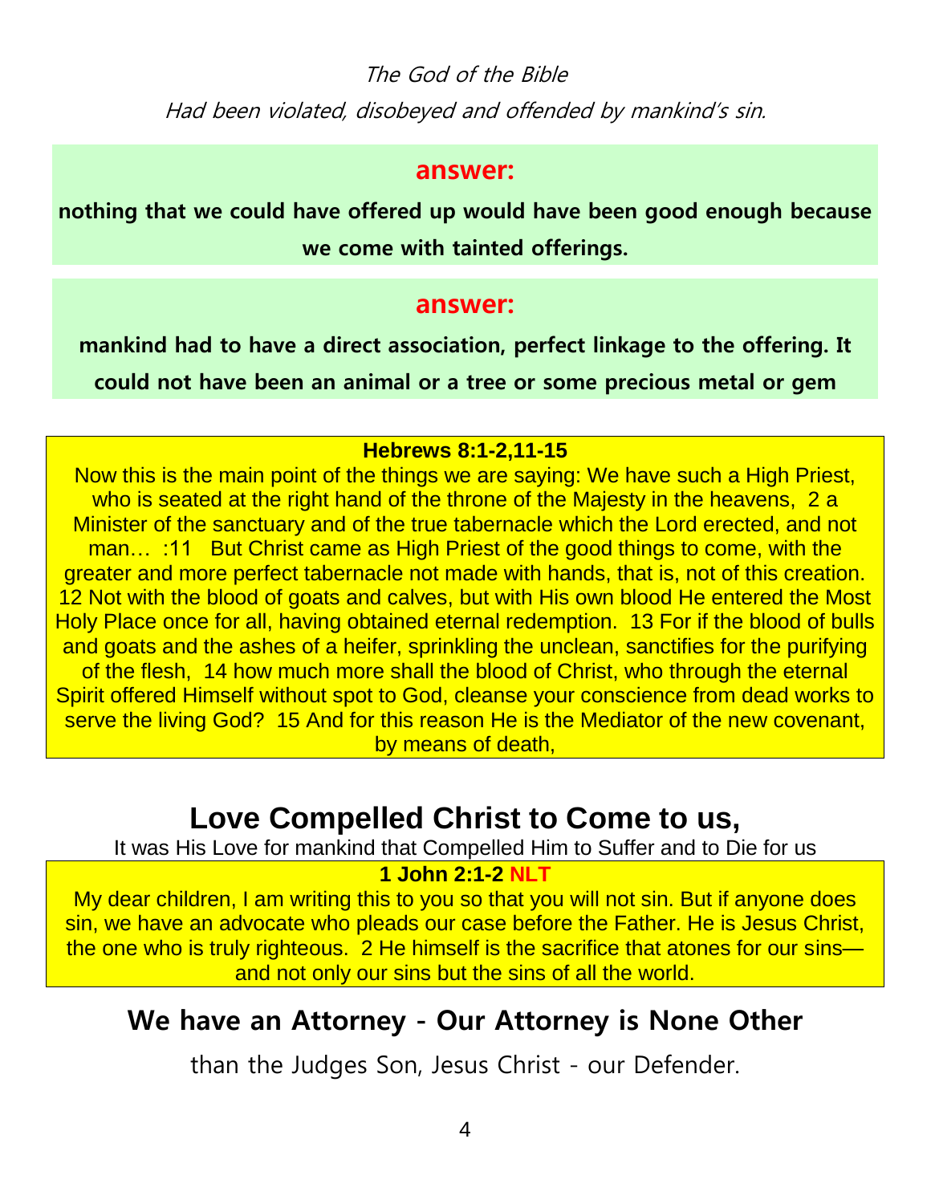*The God of the Bible*

*Had been violated, disobeyed and offended by mankind's sin.*

**answer:**

**nothing that we could have offered up would have been good enough because we come with tainted offerings.**

**answer:**

**mankind had to have a direct association, perfect linkage to the offering. It could not have been an animal or a tree or some precious metal or gem**

**Hebrews 8:1-2,11-15**

Now this is the main point of the things we are saying: We have such a High Priest, who is seated at the right hand of the throne of the Majesty in the heavens, 2 a Minister of the sanctuary and of the true tabernacle which the Lord erected, and not man… :11 But Christ came as High Priest of the good things to come, with the greater and more perfect tabernacle not made with hands, that is, not of this creation. 12 Not with the blood of goats and calves, but with His own blood He entered the Most Holy Place once for all, having obtained eternal redemption. 13 For if the blood of bulls and goats and the ashes of a heifer, sprinkling the unclean, sanctifies for the purifying of the flesh, 14 how much more shall the blood of Christ, who through the eternal Spirit offered Himself without spot to God, cleanse your conscience from dead works to serve the living God? 15 And for this reason He is the Mediator of the new covenant, by means of death,

# Love Compelled Christ to Come to us,

It was His Love for mankind that Compelled Him to Suffer and to Die for us

**1 John 2:1-2 NLT**

My dear children, I am writing this to you so that you will not sin. But if anyone does sin, we have an advocate who pleads our case before the Father. He is Jesus Christ, the one who is truly righteous. 2 He himself is the sacrifice that atones for our sins—and not only our sins but the sins of all the world.

## We have an Attorney - Our Attorney is None Other

than the Judges Son, Jesus Christ - our Defender.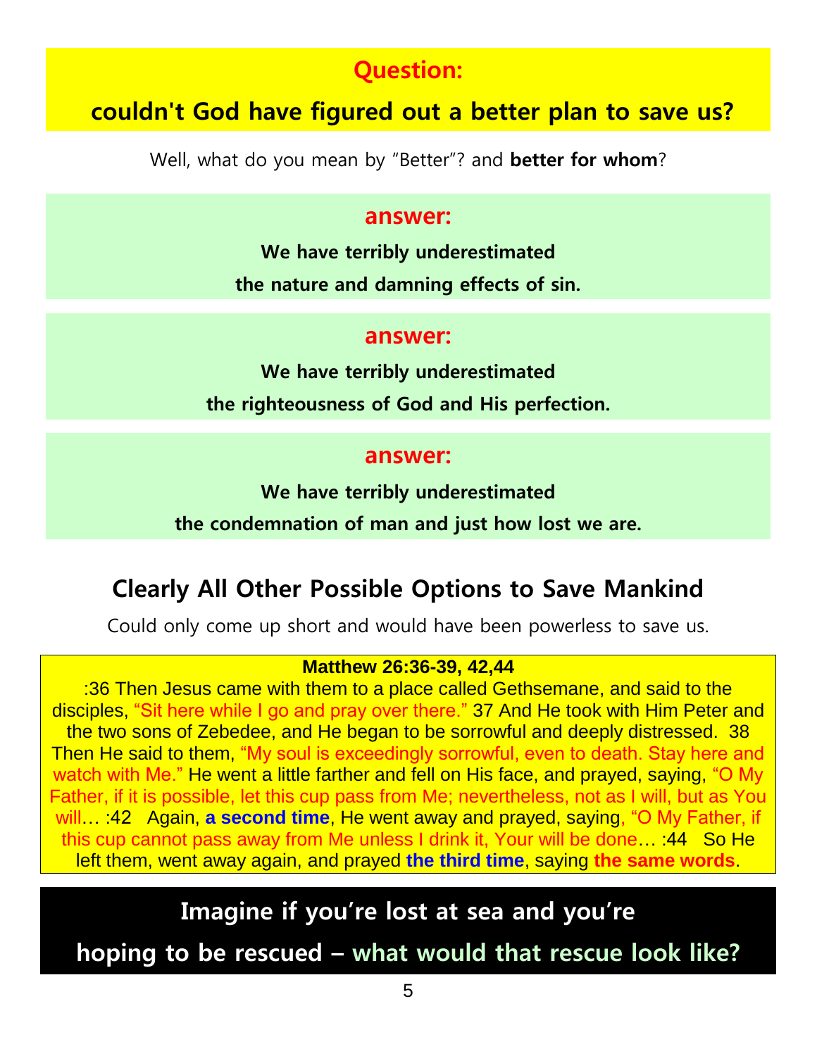## Question:

## couldn't God have figured out a better plan to save us?

Well, what do you mean by "Better"? and **better for whom**?

### answer:

**We have terribly underestimated**

**the nature and damning effects of sin.**

### answer:

**We have terribly underestimated**

**the righteousness of God and His perfection.**

### answer:

**We have terribly underestimated**

**the condemnation of man and just how lost we are.**

## Clearly All Other Possible Options to Save Mankind

Could only come up short and would have been powerless to save us.

**Matthew 26:36-39, 42,44**

:36 Then Jesus came with them to a place called Gethsemane, and said to the disciples, "Sit here while I go and pray over there." 37 And He took with Him Peter and the two sons of Zebedee, and He began to be sorrowful and deeply distressed. 38 Then He said to them, "My soul is exceedingly sorrowful, even to death. Stay here and watch with Me." He went a little farther and fell on His face, and prayed, saying, "O My Father, if it is possible, let this cup pass from Me; nevertheless, not as I will, but as You will… :42 Again, **a second time**, He went away and prayed, saying, "O My Father, if this cup cannot pass away from Me unless I drink it, Your will be done… :44 So He left them, went away again, and prayed **the third time**, saying **the same words**.

## Imagine if you're lost at sea and you're hoping to be rescued – what would that rescue look like?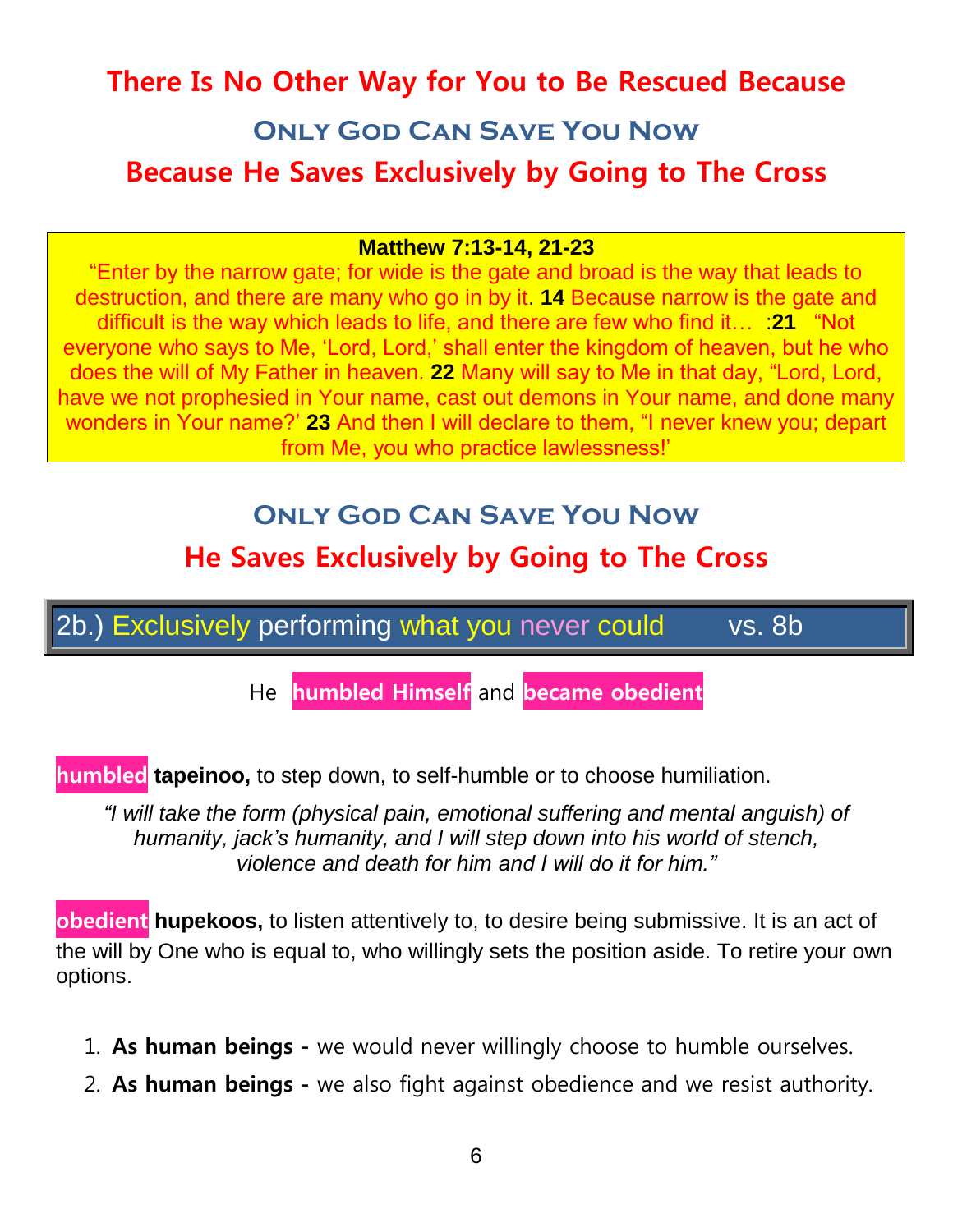# There Is No Other Way for You to Be Rescued Because

## Only God Can Save You Now

## Because He Saves Exclusively by Going to The Cross

**Matthew 7:13-14, 21-23**

"Enter by the narrow gate; for wide is the gate and broad is the way that leads to destruction, and there are many who go in by it. **14** Because narrow is the gate and difficult is the way which leads to life, and there are few who find it… :**21** "Not everyone who says to Me, 'Lord, Lord,' shall enter the kingdom of heaven, but he who does the will of My Father in heaven. **22** Many will say to Me in that day, "Lord, Lord, have we not prophesied in Your name, cast out demons in Your name, and done many wonders in Your name?' **23** And then I will declare to them, "I never knew you; depart from Me, you who practice lawlessness!'

## Only God Can Save You Now

## He Saves Exclusively by Going to The Cross

### 2b.) Exclusively performing what you never could vs. 8b

He **humbled Himself** and **became obedient**

**humbled** **tapeinoo,** to step down, to self-humble or to choose humiliation.

*"I will take the form (physical pain, emotional suffering and mental anguish) of humanity, jack's humanity, and I will step down into his world of stench, violence and death for him and I will do it for him."*

**obedient** **hupekoos,** to listen attentively to, to desire being submissive. It is an act of the will by One who is equal to, who willingly sets the position aside. To retire your own options.

1. **As human beings -** we would never willingly choose to humble ourselves.
2. **As human beings -** we also fight against obedience and we resist authority.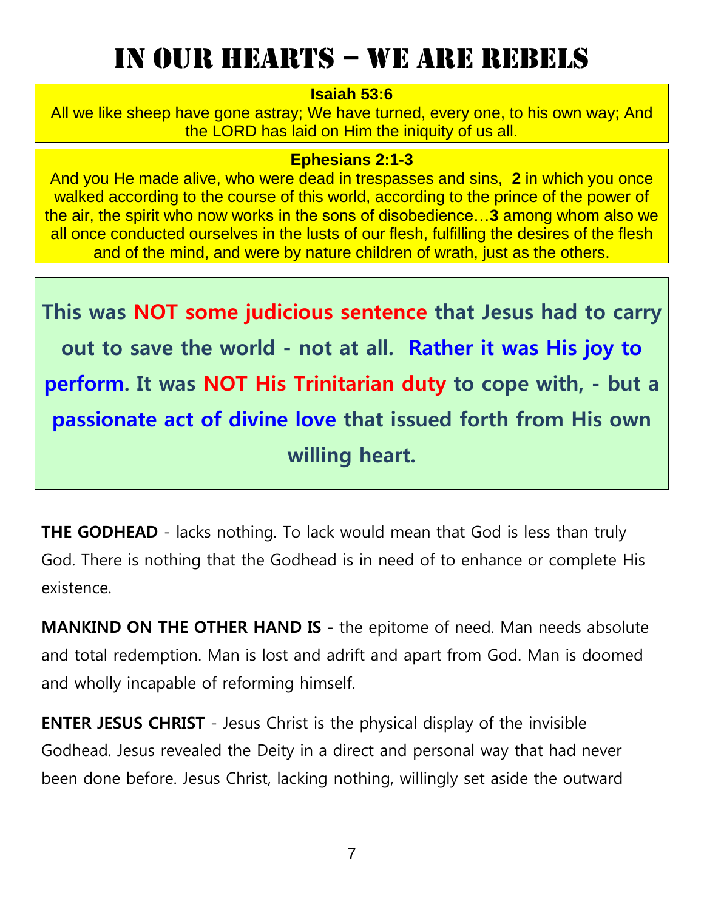# IN OUR HEARTS – WE ARE REBELS

**Isaiah 53:6**
All we like sheep have gone astray; We have turned, every one, to his own way; And the LORD has laid on Him the iniquity of us all.

**Ephesians 2:1-3**
And you He made alive, who were dead in trespasses and sins, **2** in which you once walked according to the course of this world, according to the prince of the power of the air, the spirit who now works in the sons of disobedience…**3** among whom also we all once conducted ourselves in the lusts of our flesh, fulfilling the desires of the flesh and of the mind, and were by nature children of wrath, just as the others.

**This was NOT some judicious sentence that Jesus had to carry out to save the world - not at all. Rather it was His joy to perform. It was NOT His Trinitarian duty to cope with, - but a passionate act of divine love that issued forth from His own willing heart.**

**THE GODHEAD** - lacks nothing. To lack would mean that God is less than truly God. There is nothing that the Godhead is in need of to enhance or complete His existence.

**MANKIND ON THE OTHER HAND IS** - the epitome of need. Man needs absolute and total redemption. Man is lost and adrift and apart from God. Man is doomed and wholly incapable of reforming himself.

**ENTER JESUS CHRIST** - Jesus Christ is the physical display of the invisible Godhead. Jesus revealed the Deity in a direct and personal way that had never been done before. Jesus Christ, lacking nothing, willingly set aside the outward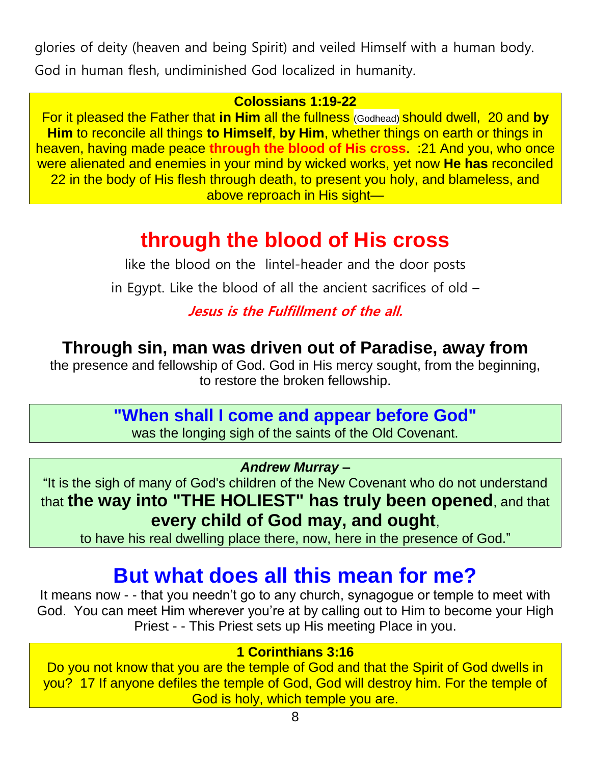glories of deity (heaven and being Spirit) and veiled Himself with a human body. God in human flesh, undiminished God localized in humanity.

**Colossians 1:19-22**
For it pleased the Father that **in Him** all the fullness (Godhead) should dwell, 20 and **by Him** to reconcile all things **to Himself**, **by Him**, whether things on earth or things in heaven, having made peace **through the blood of His cross**. :21 And you, who once were alienated and enemies in your mind by wicked works, yet now **He has** reconciled 22 in the body of His flesh through death, to present you holy, and blameless, and above reproach in His sight—

# through the blood of His cross

like the blood on the lintel-header and the door posts

in Egypt. Like the blood of all the ancient sacrifices of old –

***Jesus is the Fulfillment of the all.***

## Through sin, man was driven out of Paradise, away from

the presence and fellowship of God. God in His mercy sought, from the beginning, to restore the broken fellowship.

**"When shall I come and appear before God"**
was the longing sigh of the saints of the Old Covenant.

***Andrew Murray –***
"It is the sigh of many of God's children of the New Covenant who do not understand that **the way into "THE HOLIEST" has truly been opened**, and that **every child of God may, and ought**,
to have his real dwelling place there, now, here in the presence of God."

# But what does all this mean for me?

It means now - - that you needn't go to any church, synagogue or temple to meet with God. You can meet Him wherever you're at by calling out to Him to become your High Priest - - This Priest sets up His meeting Place in you.

**1 Corinthians 3:16**
Do you not know that you are the temple of God and that the Spirit of God dwells in you? 17 If anyone defiles the temple of God, God will destroy him. For the temple of God is holy, which temple you are.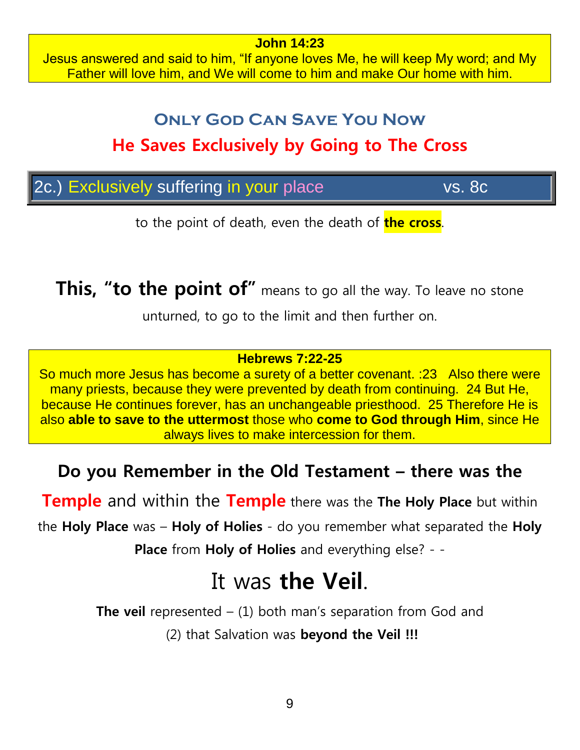**John 14:23**
Jesus answered and said to him, "If anyone loves Me, he will keep My word; and My Father will love him, and We will come to him and make Our home with him.

## Only God Can Save You Now

## He Saves Exclusively by Going to The Cross

### 2c.) Exclusively suffering in your place vs. 8c

to the point of death, even the death of **the cross**.

**This, "to the point of"** means to go all the way. To leave no stone unturned, to go to the limit and then further on.

**Hebrews 7:22-25**
So much more Jesus has become a surety of a better covenant. :23 Also there were many priests, because they were prevented by death from continuing. 24 But He, because He continues forever, has an unchangeable priesthood. 25 Therefore He is also **able to save to the uttermost** those who **come to God through Him**, since He always lives to make intercession for them.

**Do you Remember in the Old Testament – there was the** **Temple** and within the **Temple** there was the **The Holy Place** but within the **Holy Place** was – **Holy of Holies** - do you remember what separated the **Holy Place** from **Holy of Holies** and everything else? - -

# It was **the Veil**.

**The veil** represented – (1) both man's separation from God and (2) that Salvation was **beyond the Veil !!!**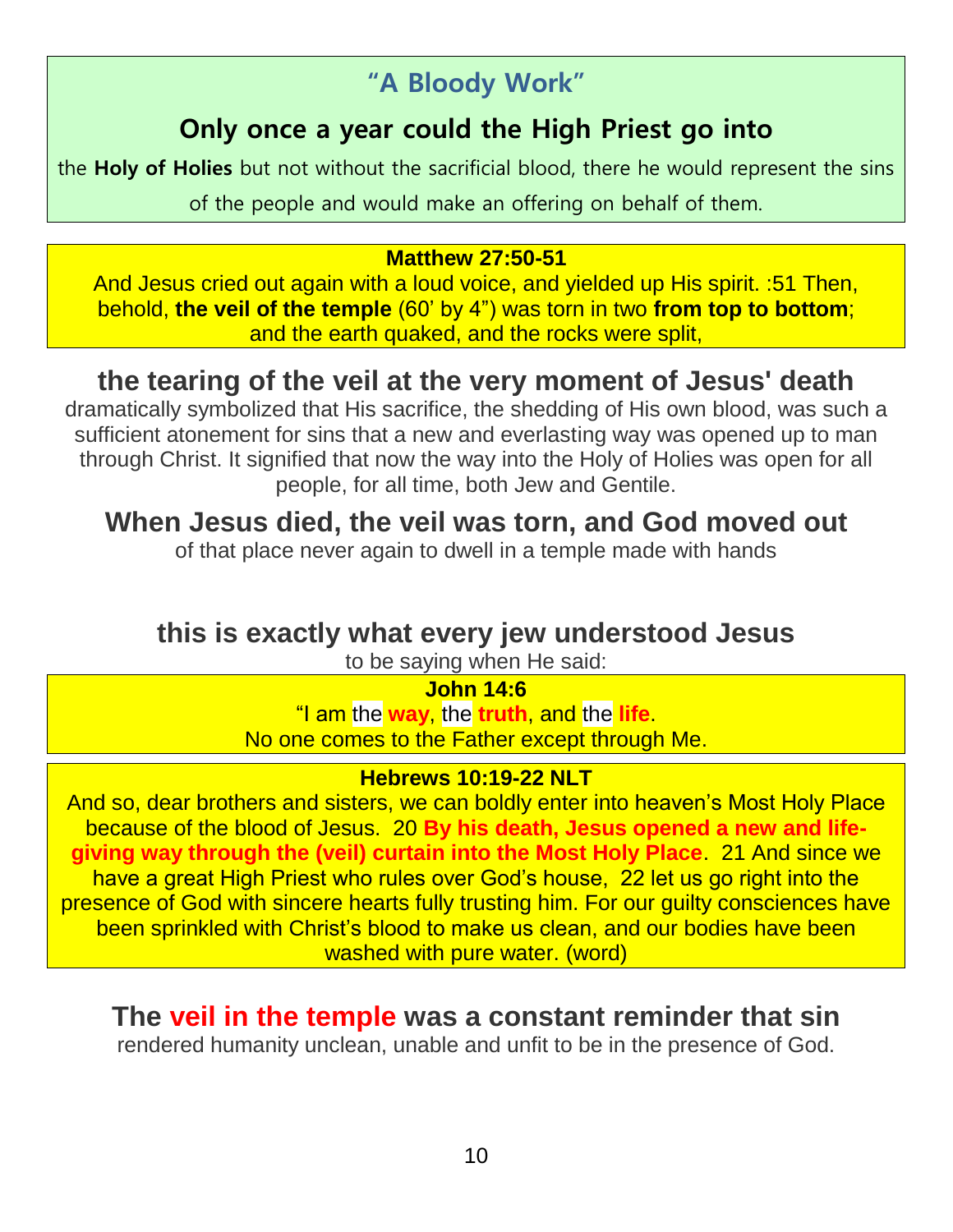## "A Bloody Work"

### Only once a year could the High Priest go into

the **Holy of Holies** but not without the sacrificial blood, there he would represent the sins of the people and would make an offering on behalf of them.

**Matthew 27:50-51**

And Jesus cried out again with a loud voice, and yielded up His spirit. :51 Then, behold, **the veil of the temple** (60' by 4") was torn in two **from top to bottom**; and the earth quaked, and the rocks were split,

### the tearing of the veil at the very moment of Jesus' death

dramatically symbolized that His sacrifice, the shedding of His own blood, was such a sufficient atonement for sins that a new and everlasting way was opened up to man through Christ. It signified that now the way into the Holy of Holies was open for all people, for all time, both Jew and Gentile.

### When Jesus died, the veil was torn, and God moved out

of that place never again to dwell in a temple made with hands

### this is exactly what every jew understood Jesus

to be saying when He said:

**John 14:6**

"I am the **way**, the **truth**, and the **life**.
No one comes to the Father except through Me.

**Hebrews 10:19-22 NLT**

And so, dear brothers and sisters, we can boldly enter into heaven's Most Holy Place because of the blood of Jesus. 20 **By his death, Jesus opened a new and life-giving way through the (veil) curtain into the Most Holy Place**. 21 And since we have a great High Priest who rules over God's house, 22 let us go right into the presence of God with sincere hearts fully trusting him. For our guilty consciences have been sprinkled with Christ's blood to make us clean, and our bodies have been washed with pure water. (word)

### The veil in the temple was a constant reminder that sin

rendered humanity unclean, unable and unfit to be in the presence of God.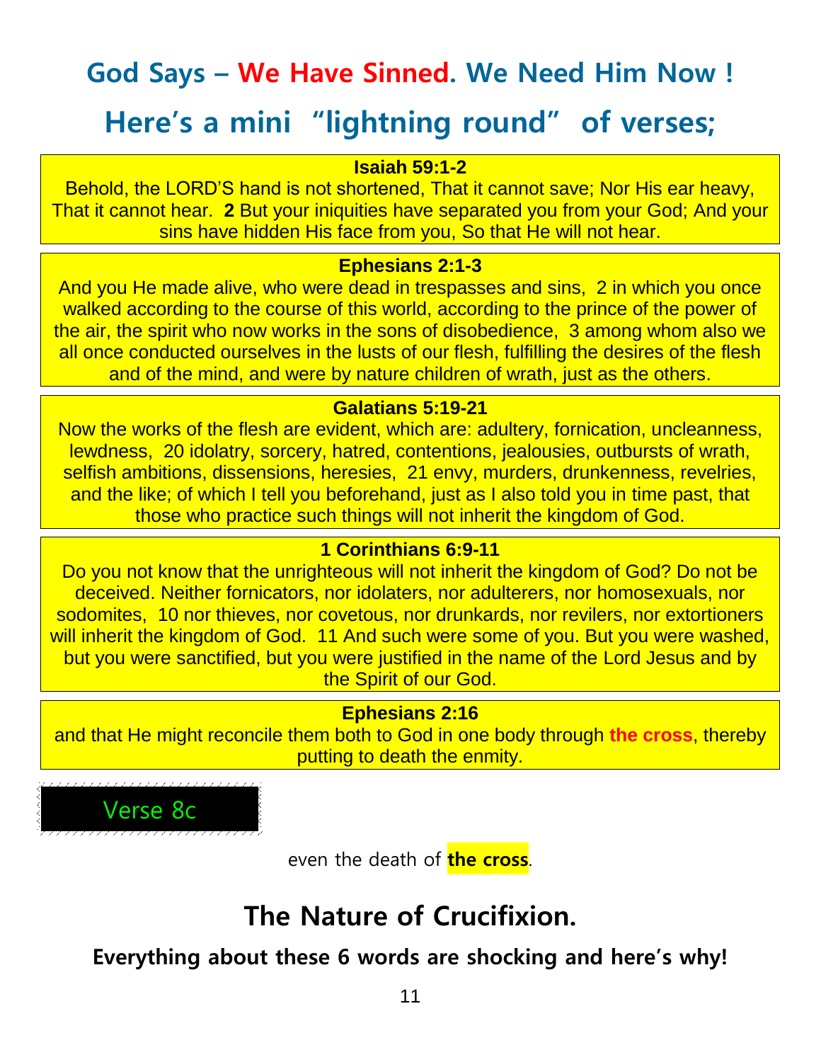# God Says – We Have Sinned. We Need Him Now !

## Here's a mini "lightning round" of verses;

**Isaiah 59:1-2**

Behold, the LORD'S hand is not shortened, That it cannot save; Nor His ear heavy, That it cannot hear. **2** But your iniquities have separated you from your God; And your sins have hidden His face from you, So that He will not hear.

**Ephesians 2:1-3**

And you He made alive, who were dead in trespasses and sins, 2 in which you once walked according to the course of this world, according to the prince of the power of the air, the spirit who now works in the sons of disobedience, 3 among whom also we all once conducted ourselves in the lusts of our flesh, fulfilling the desires of the flesh and of the mind, and were by nature children of wrath, just as the others.

**Galatians 5:19-21**

Now the works of the flesh are evident, which are: adultery, fornication, uncleanness, lewdness, 20 idolatry, sorcery, hatred, contentions, jealousies, outbursts of wrath, selfish ambitions, dissensions, heresies, 21 envy, murders, drunkenness, revelries, and the like; of which I tell you beforehand, just as I also told you in time past, that those who practice such things will not inherit the kingdom of God.

**1 Corinthians 6:9-11**

Do you not know that the unrighteous will not inherit the kingdom of God? Do not be deceived. Neither fornicators, nor idolaters, nor adulterers, nor homosexuals, nor sodomites, 10 nor thieves, nor covetous, nor drunkards, nor revilers, nor extortioners will inherit the kingdom of God. 11 And such were some of you. But you were washed, but you were sanctified, but you were justified in the name of the Lord Jesus and by the Spirit of our God.

**Ephesians 2:16**

and that He might reconcile them both to God in one body through **the cross**, thereby putting to death the enmity.

Verse 8c

even the death of **the cross**.

# The Nature of Crucifixion.

**Everything about these 6 words are shocking and here's why!**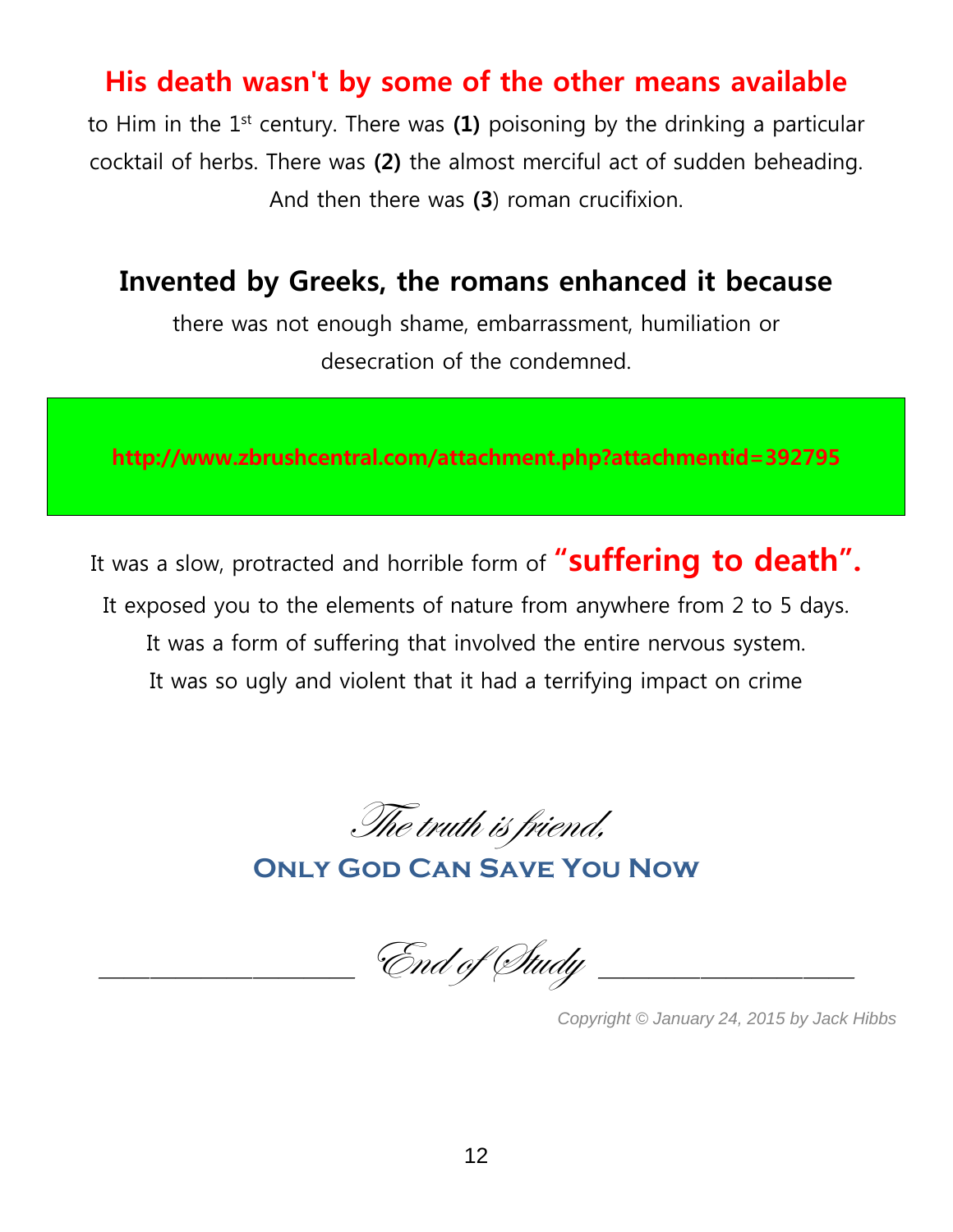**His death wasn't by some of the other means available** to Him in the 1st century. There was **(1)** poisoning by the drinking a particular cocktail of herbs. There was **(2)** the almost merciful act of sudden beheading. And then there was **(3)** roman crucifixion.

**Invented by Greeks, the romans enhanced it because** there was not enough shame, embarrassment, humiliation or desecration of the condemned.

**http://www.zbrushcentral.com/attachment.php?attachmentid=392795**

It was a slow, protracted and horrible form of **"suffering to death".**
It exposed you to the elements of nature from anywhere from 2 to 5 days.
It was a form of suffering that involved the entire nervous system.
It was so ugly and violent that it had a terrifying impact on crime

*The truth is friend,*

**ONLY GOD CAN SAVE YOU NOW**

\_\_\_\_\_\_\_\_\_\_\_\_\_\_\_\_\_\_ *End of Study* \_\_\_\_\_\_\_\_\_\_\_\_\_\_\_\_\_\_

*Copyright © January 24, 2015 by Jack Hibbs*